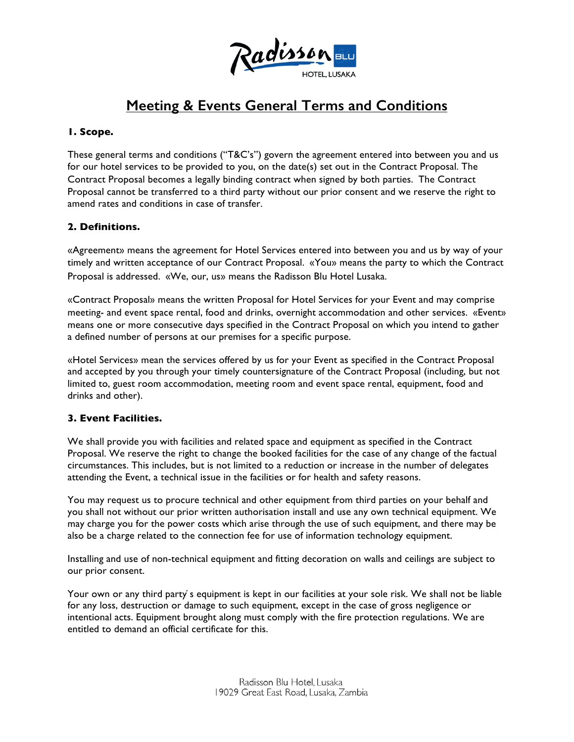# Meeting & Events General Terms and Conditions

### 1. Scope.

These general terms and conditions ("T&C's") govern the agreement entered into between you and us for our hotel services to be provided to you, on the date(s) set out in the Contract Proposal. The Contract Proposal becomes a legally binding contract when signed by both parties. The Contract Proposal cannot be transferred to a third party without our prior consent and we reserve the right to amend rates and conditions in case of transfer.

### 2. Definitions.

«Agreement» means the agreement for Hotel Services entered into between you and us by way of your timely and written acceptance of our Contract Proposal. «You» means the party to which the Contract Proposal is addressed. «We, our, us» means the Radisson Blu Hotel Lusaka.

«Contract Proposal» means the written Proposal for Hotel Services for your Event and may comprise meeting- and event space rental, food and drinks, overnight accommodation and other services. «Event» means one or more consecutive days specified in the Contract Proposal on which you intend to gather a defined number of persons at our premises for a specific purpose.

«Hotel Services» mean the services offered by us for your Event as specified in the Contract Proposal and accepted by you through your timely countersignature of the Contract Proposal (including, but not limited to, guest room accommodation, meeting room and event space rental, equipment, food and drinks and other).

### 3. Event Facilities.

We shall provide you with facilities and related space and equipment as specified in the Contract Proposal. We reserve the right to change the booked facilities for the case of any change of the factual circumstances. This includes, but is not limited to a reduction or increase in the number of delegates attending the Event, a technical issue in the facilities or for health and safety reasons.

You may request us to procure technical and other equipment from third parties on your behalf and you shall not without our prior written authorisation install and use any own technical equipment. We may charge you for the power costs which arise through the use of such equipment, and there may be also be a charge related to the connection fee for use of information technology equipment.

Installing and use of non-technical equipment and fitting decoration on walls and ceilings are subject to our prior consent.

Your own or any third party ́s equipment is kept in our facilities at your sole risk. We shall not be liable for any loss, destruction or damage to such equipment, except in the case of gross negligence or intentional acts. Equipment brought along must comply with the fire protection regulations. We are entitled to demand an official certificate for this.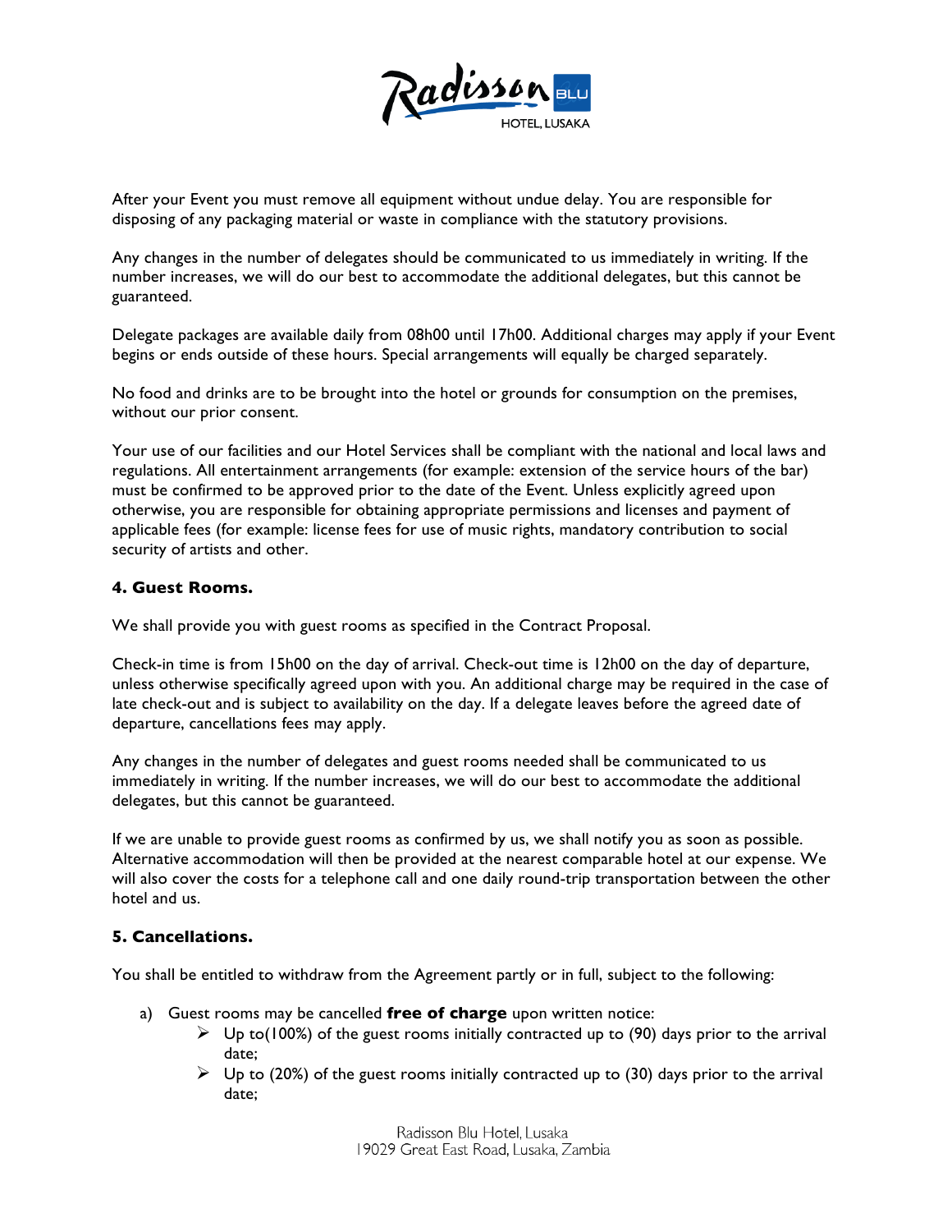After your Event you must remove all equipment without undue delay. You are responsible for disposing of any packaging material or waste in compliance with the statutory provisions.

Any changes in the number of delegates should be communicated to us immediately in writing. If the number increases, we will do our best to accommodate the additional delegates, but this cannot be guaranteed.

Delegate packages are available daily from 08h00 until 17h00. Additional charges may apply if your Event begins or ends outside of these hours. Special arrangements will equally be charged separately.

No food and drinks are to be brought into the hotel or grounds for consumption on the premises, without our prior consent.

Your use of our facilities and our Hotel Services shall be compliant with the national and local laws and regulations. All entertainment arrangements (for example: extension of the service hours of the bar) must be confirmed to be approved prior to the date of the Event. Unless explicitly agreed upon otherwise, you are responsible for obtaining appropriate permissions and licenses and payment of applicable fees (for example: license fees for use of music rights, mandatory contribution to social security of artists and other.

### 4. Guest Rooms.

We shall provide you with guest rooms as specified in the Contract Proposal.

Check-in time is from 15h00 on the day of arrival. Check-out time is 12h00 on the day of departure, unless otherwise specifically agreed upon with you. An additional charge may be required in the case of late check-out and is subject to availability on the day. If a delegate leaves before the agreed date of departure, cancellations fees may apply.

Any changes in the number of delegates and guest rooms needed shall be communicated to us immediately in writing. If the number increases, we will do our best to accommodate the additional delegates, but this cannot be guaranteed.

If we are unable to provide guest rooms as confirmed by us, we shall notify you as soon as possible. Alternative accommodation will then be provided at the nearest comparable hotel at our expense. We will also cover the costs for a telephone call and one daily round-trip transportation between the other hotel and us.

### 5. Cancellations.

You shall be entitled to withdraw from the Agreement partly or in full, subject to the following:

a) Guest rooms may be cancelled **free of charge** upon written notice:
   - Up to(100%) of the guest rooms initially contracted up to (90) days prior to the arrival date;
   - Up to (20%) of the guest rooms initially contracted up to (30) days prior to the arrival date;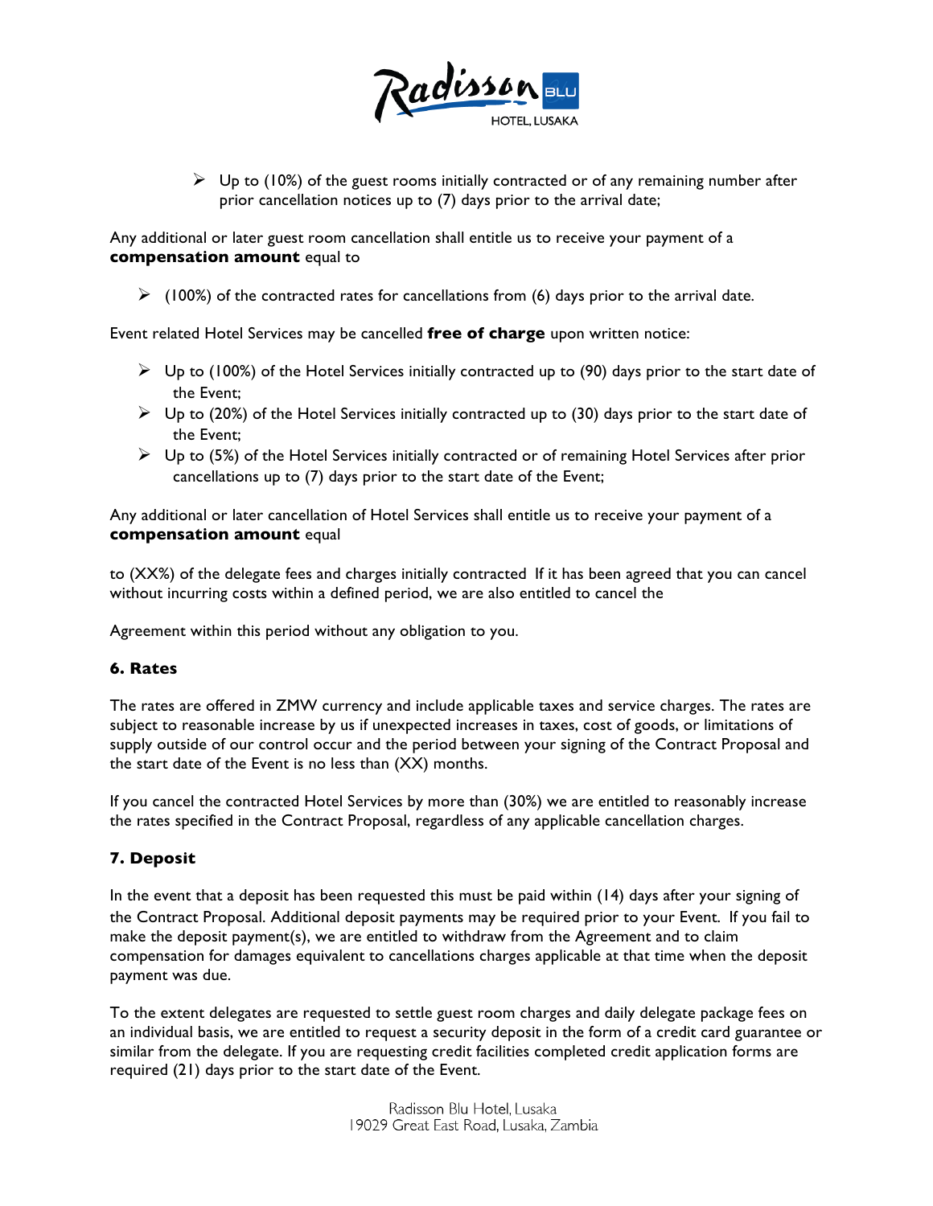- Up to (10%) of the guest rooms initially contracted or of any remaining number after prior cancellation notices up to (7) days prior to the arrival date;

Any additional or later guest room cancellation shall entitle us to receive your payment of a **compensation amount** equal to

- (100%) of the contracted rates for cancellations from (6) days prior to the arrival date.

Event related Hotel Services may be cancelled **free of charge** upon written notice:

- Up to (100%) of the Hotel Services initially contracted up to (90) days prior to the start date of the Event;
- Up to (20%) of the Hotel Services initially contracted up to (30) days prior to the start date of the Event;
- Up to (5%) of the Hotel Services initially contracted or of remaining Hotel Services after prior cancellations up to (7) days prior to the start date of the Event;

Any additional or later cancellation of Hotel Services shall entitle us to receive your payment of a **compensation amount** equal

to (XX%) of the delegate fees and charges initially contracted If it has been agreed that you can cancel without incurring costs within a defined period, we are also entitled to cancel the

Agreement within this period without any obligation to you.

### 6. Rates

The rates are offered in ZMW currency and include applicable taxes and service charges. The rates are subject to reasonable increase by us if unexpected increases in taxes, cost of goods, or limitations of supply outside of our control occur and the period between your signing of the Contract Proposal and the start date of the Event is no less than (XX) months.

If you cancel the contracted Hotel Services by more than (30%) we are entitled to reasonably increase the rates specified in the Contract Proposal, regardless of any applicable cancellation charges.

### 7. Deposit

In the event that a deposit has been requested this must be paid within (14) days after your signing of the Contract Proposal. Additional deposit payments may be required prior to your Event. If you fail to make the deposit payment(s), we are entitled to withdraw from the Agreement and to claim compensation for damages equivalent to cancellations charges applicable at that time when the deposit payment was due.

To the extent delegates are requested to settle guest room charges and daily delegate package fees on an individual basis, we are entitled to request a security deposit in the form of a credit card guarantee or similar from the delegate. If you are requesting credit facilities completed credit application forms are required (21) days prior to the start date of the Event.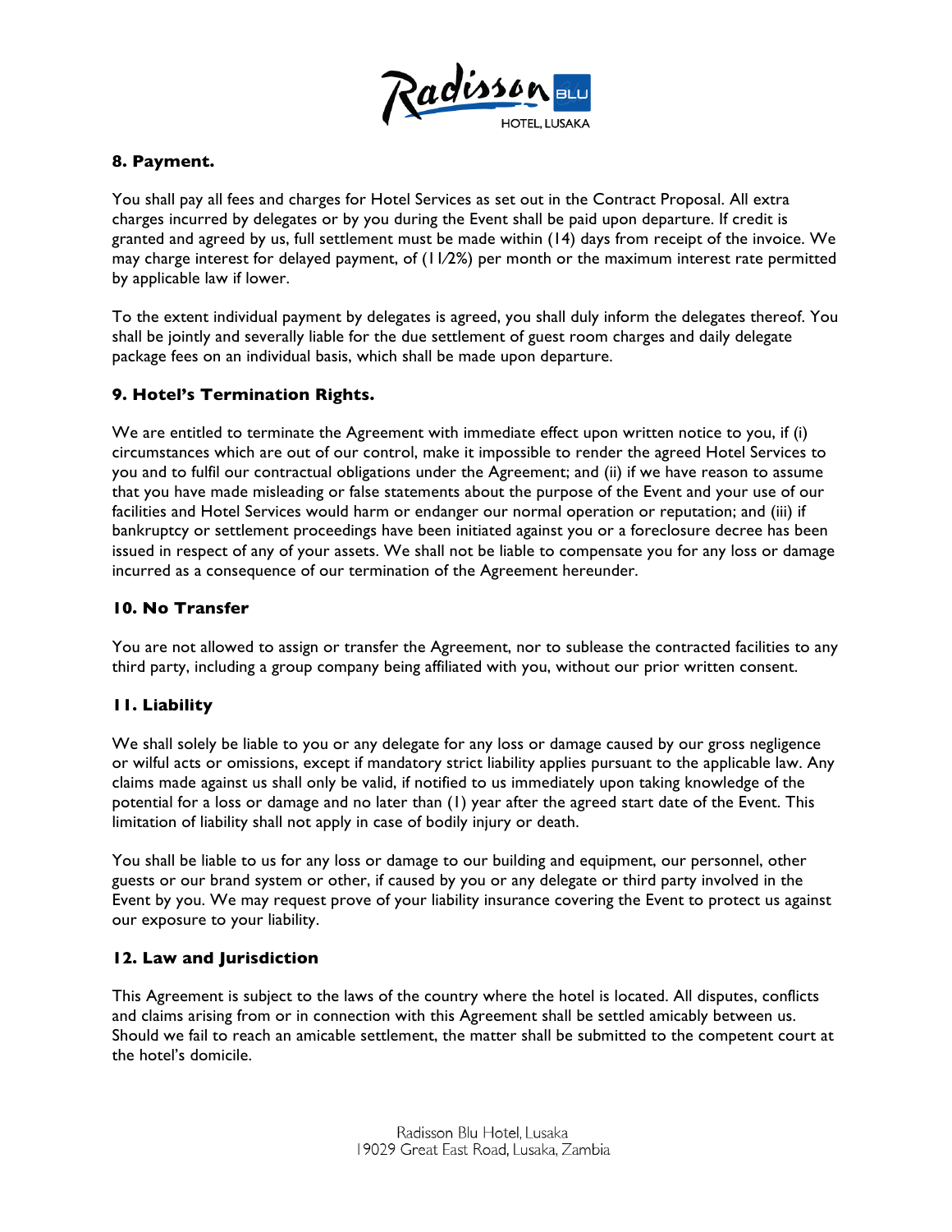## 8. Payment.

You shall pay all fees and charges for Hotel Services as set out in the Contract Proposal. All extra charges incurred by delegates or by you during the Event shall be paid upon departure. If credit is granted and agreed by us, full settlement must be made within (14) days from receipt of the invoice. We may charge interest for delayed payment, of (11⁄2%) per month or the maximum interest rate permitted by applicable law if lower.

To the extent individual payment by delegates is agreed, you shall duly inform the delegates thereof. You shall be jointly and severally liable for the due settlement of guest room charges and daily delegate package fees on an individual basis, which shall be made upon departure.

## 9. Hotel's Termination Rights.

We are entitled to terminate the Agreement with immediate effect upon written notice to you, if (i) circumstances which are out of our control, make it impossible to render the agreed Hotel Services to you and to fulfil our contractual obligations under the Agreement; and (ii) if we have reason to assume that you have made misleading or false statements about the purpose of the Event and your use of our facilities and Hotel Services would harm or endanger our normal operation or reputation; and (iii) if bankruptcy or settlement proceedings have been initiated against you or a foreclosure decree has been issued in respect of any of your assets. We shall not be liable to compensate you for any loss or damage incurred as a consequence of our termination of the Agreement hereunder.

## 10. No Transfer

You are not allowed to assign or transfer the Agreement, nor to sublease the contracted facilities to any third party, including a group company being affiliated with you, without our prior written consent.

## 11. Liability

We shall solely be liable to you or any delegate for any loss or damage caused by our gross negligence or wilful acts or omissions, except if mandatory strict liability applies pursuant to the applicable law. Any claims made against us shall only be valid, if notified to us immediately upon taking knowledge of the potential for a loss or damage and no later than (1) year after the agreed start date of the Event. This limitation of liability shall not apply in case of bodily injury or death.

You shall be liable to us for any loss or damage to our building and equipment, our personnel, other guests or our brand system or other, if caused by you or any delegate or third party involved in the Event by you. We may request prove of your liability insurance covering the Event to protect us against our exposure to your liability.

## 12. Law and Jurisdiction

This Agreement is subject to the laws of the country where the hotel is located. All disputes, conflicts and claims arising from or in connection with this Agreement shall be settled amicably between us. Should we fail to reach an amicable settlement, the matter shall be submitted to the competent court at the hotel's domicile.